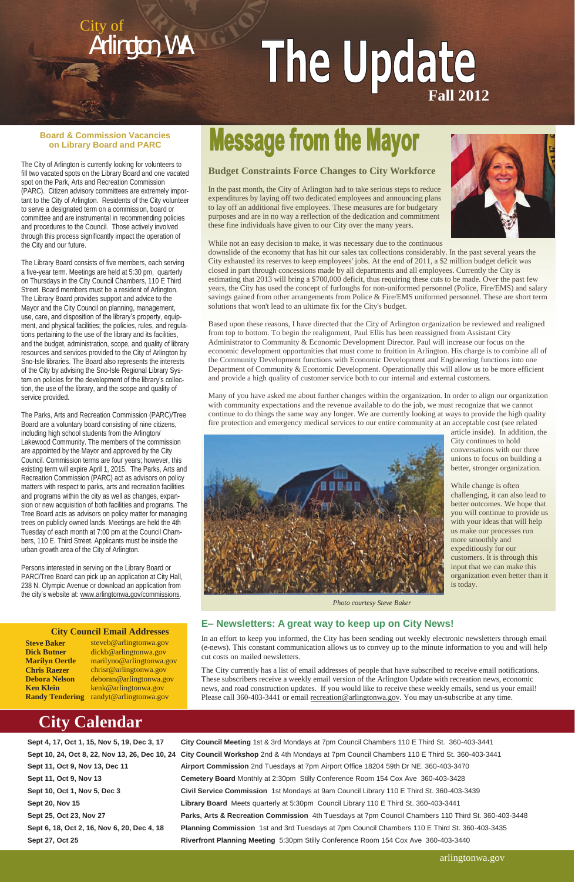City of Arlington, WA

# The Update

**Fall 2012**

# Message from the Mayor

## Budget Constraints Force Changes to City Workforce

In the past month, the City of Arlington had to take serious steps to reduce expenditures by laying off two dedicated employees and announcing plans to lay off an additional five employees. These measures are for budgetary purposes and are in no way a reflection of the dedication and commitment these fine individuals have given to our City over the many years.

While not an easy decision to make, it was necessary due to the continuous downslide of the economy that has hit our sales tax collections considerably. In the past several years the City exhausted its reserves to keep employees' jobs. At the end of 2011, a $2 million budget deficit was closed in part through concessions made by all departments and all employees. Currently the City is estimating that 2013 will bring a $700,000 deficit, thus requiring these cuts to be made. Over the past few years, the City has used the concept of furloughs for non-uniformed personnel (Police, Fire/EMS) and salary savings gained from other arrangements from Police & Fire/EMS uniformed personnel. These are short term solutions that won't lead to an ultimate fix for the City's budget.

Based upon these reasons, I have directed that the City of Arlington organization be reviewed and realigned from top to bottom. To begin the realignment, Paul Ellis has been reassigned from Assistant City Administrator to Community & Economic Development Director. Paul will increase our focus on the economic development opportunities that must come to fruition in Arlington. His charge is to combine all of the Community Development functions with Economic Development and Engineering functions into one Department of Community & Economic Development. Operationally this will allow us to be more efficient and provide a high quality of customer service both to our internal and external customers.

Many of you have asked me about further changes within the organization. In order to align our organization with community expectations and the revenue available to do the job, we must recognize that we cannot continue to do things the same way any longer. We are currently looking at ways to provide the high quality fire protection and emergency medical services to our entire community at an acceptable cost (see related article inside). In addition, the City continues to hold conversations with our three unions to focus on building a better, stronger organization.

While change is often challenging, it can also lead to better outcomes. We hope that you will continue to provide us with your ideas that will help us make our processes run more smoothly and expeditiously for our customers. It is through this input that we can make this organization even better than it is today.

*Photo courtesy Steve Baker*

## Board & Commission Vacancies on Library Board and PARC

The City of Arlington is currently looking for volunteers to fill two vacated spots on the Library Board and one vacated spot on the Park, Arts and Recreation Commission (PARC). Citizen advisory committees are extremely important to the City of Arlington. Residents of the City volunteer to serve a designated term on a commission, board or committee and are instrumental in recommending policies and procedures to the Council. Those actively involved through this process significantly impact the operation of the City and our future.

The Library Board consists of five members, each serving a five-year term. Meetings are held at 5:30 pm, quarterly on Thursdays in the City Council Chambers, 110 E Third Street. Board members must be a resident of Arlington. The Library Board provides support and advice to the Mayor and the City Council on planning, management, use, care, and disposition of the library's property, equipment, and physical facilities; the policies, rules, and regulations pertaining to the use of the library and its facilities, and the budget, administration, scope, and quality of library resources and services provided to the City of Arlington by Sno-Isle libraries. The Board also represents the interests of the City by advising the Sno-Isle Regional Library System on policies for the development of the library's collection, the use of the library, and the scope and quality of service provided.

The Parks, Arts and Recreation Commission (PARC)/Tree Board are a voluntary board consisting of nine citizens, including high school students from the Arlington/Lakewood Community. The members of the commission are appointed by the Mayor and approved by the City Council. Commission terms are four years; however, this existing term will expire April 1, 2015. The Parks, Arts and Recreation Commission (PARC) act as advisors on policy matters with respect to parks, arts and recreation facilities and programs within the city as well as changes, expansion or new acquisition of both facilities and programs. The Tree Board acts as advisors on policy matter for managing trees on publicly owned lands. Meetings are held the 4th Tuesday of each month at 7:00 pm at the Council Chambers, 110 E. Third Street. Applicants must be inside the urban growth area of the City of Arlington.

Persons interested in serving on the Library Board or PARC/Tree Board can pick up an application at City Hall, 238 N. Olympic Avenue or download an application from the city's website at: www.arlingtonwa.gov/commissions.

### City Council Email Addresses

| Name | Email |
|---|---|
| **Steve Baker** | steveb@arlingtonwa.gov |
| **Dick Butner** | dickb@arlingtonwa.gov |
| **Marilyn Oertle** | marilyno@arlingtonwa.gov |
| **Chris Raezer** | chrisr@arlingtonwa.gov |
| **Debora Nelson** | deboran@arlingtonwa.gov |
| **Ken Klein** | kenk@arlingtonwa.gov |
| **Randy Tendering** | randyt@arlingtonwa.gov |

## E– Newsletters: A great way to keep up on City News!

In an effort to keep you informed, the City has been sending out weekly electronic newsletters through email (e-news). This constant communication allows us to convey up to the minute information to you and will help cut costs on mailed newsletters.

The City currently has a list of email addresses of people that have subscribed to receive email notifications. These subscribers receive a weekly email version of the Arlington Update with recreation news, economic news, and road construction updates. If you would like to receive these weekly emails, send us your email! Please call 360-403-3441 or email recreation@arlingtonwa.gov. You may un-subscribe at any time.

# City Calendar

| Dates | Meeting |
|---|---|
| **Sept 4, 17, Oct 1, 15, Nov 5, 19, Dec 3, 17** | **City Council Meeting** 1st & 3rd Mondays at 7pm Council Chambers 110 E Third St. 360-403-3441 |
| **Sept 10, 24, Oct 8, 22, Nov 13, 26, Dec 10, 24** | **City Council Workshop** 2nd & 4th Mondays at 7pm Council Chambers 110 E Third St. 360-403-3441 |
| **Sept 11, Oct 9, Nov 13, Dec 11** | **Airport Commission** 2nd Tuesdays at 7pm Airport Office 18204 59th Dr NE. 360-403-3470 |
| **Sept 11, Oct 9, Nov 13** | **Cemetery Board** Monthly at 2:30pm Stilly Conference Room 154 Cox Ave 360-403-3428 |
| **Sept 10, Oct 1, Nov 5, Dec 3** | **Civil Service Commission** 1st Mondays at 9am Council Library 110 E Third St. 360-403-3439 |
| **Sept 20, Nov 15** | **Library Board** Meets quarterly at 5:30pm Council Library 110 E Third St. 360-403-3441 |
| **Sept 25, Oct 23, Nov 27** | **Parks, Arts & Recreation Commission** 4th Tuesdays at 7pm Council Chambers 110 Third St. 360-403-3448 |
| **Sept 6, 18, Oct 2, 16, Nov 6, 20, Dec 4, 18** | **Planning Commission** 1st and 3rd Tuesdays at 7pm Council Chambers 110 E Third St. 360-403-3435 |
| **Sept 27, Oct 25** | **Riverfront Planning Meeting** 5:30pm Stilly Conference Room 154 Cox Ave 360-403-3440 |

arlingtonwa.gov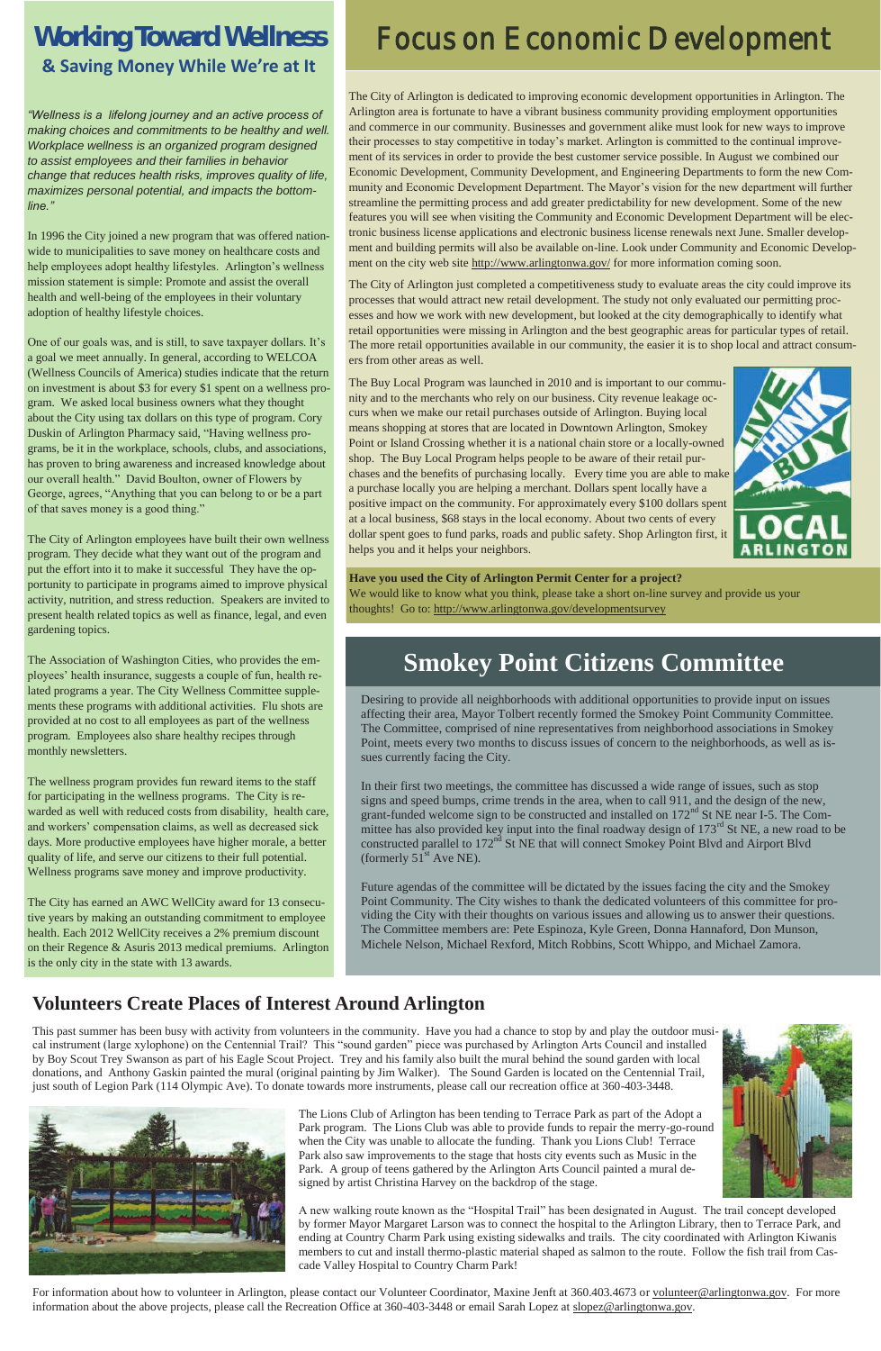# Working Toward Wellness

## & Saving Money While We're at It

*"Wellness is a lifelong journey and an active process of making choices and commitments to be healthy and well. Workplace wellness is an organized program designed to assist employees and their families in behavior change that reduces health risks, improves quality of life, maximizes personal potential, and impacts the bottom-line."*

In 1996 the City joined a new program that was offered nationwide to municipalities to save money on healthcare costs and help employees adopt healthy lifestyles. Arlington's wellness mission statement is simple: Promote and assist the overall health and well-being of the employees in their voluntary adoption of healthy lifestyle choices.

One of our goals was, and is still, to save taxpayer dollars. It's a goal we meet annually. In general, according to WELCOA (Wellness Councils of America) studies indicate that the return on investment is about $3 for every $1 spent on a wellness program. We asked local business owners what they thought about the City using tax dollars on this type of program. Cory Duskin of Arlington Pharmacy said, "Having wellness programs, be it in the workplace, schools, clubs, and associations, has proven to bring awareness and increased knowledge about our overall health." David Boulton, owner of Flowers by George, agrees, "Anything that you can belong to or be a part of that saves money is a good thing."

The City of Arlington employees have built their own wellness program. They decide what they want out of the program and put the effort into it to make it successful They have the opportunity to participate in programs aimed to improve physical activity, nutrition, and stress reduction. Speakers are invited to present health related topics as well as finance, legal, and even gardening topics.

The Association of Washington Cities, who provides the employees' health insurance, suggests a couple of fun, health related programs a year. The City Wellness Committee supplements these programs with additional activities. Flu shots are provided at no cost to all employees as part of the wellness program. Employees also share healthy recipes through monthly newsletters.

The wellness program provides fun reward items to the staff for participating in the wellness programs. The City is rewarded as well with reduced costs from disability, health care, and workers' compensation claims, as well as decreased sick days. More productive employees have higher morale, a better quality of life, and serve our citizens to their full potential. Wellness programs save money and improve productivity.

The City has earned an AWC WellCity award for 13 consecutive years by making an outstanding commitment to employee health. Each 2012 WellCity receives a 2% premium discount on their Regence & Asuris 2013 medical premiums. Arlington is the only city in the state with 13 awards.

# Focus on Economic Development

The City of Arlington is dedicated to improving economic development opportunities in Arlington. The Arlington area is fortunate to have a vibrant business community providing employment opportunities and commerce in our community. Businesses and government alike must look for new ways to improve their processes to stay competitive in today's market. Arlington is committed to the continual improvement of its services in order to provide the best customer service possible. In August we combined our Economic Development, Community Development, and Engineering Departments to form the new Community and Economic Development Department. The Mayor's vision for the new department will further streamline the permitting process and add greater predictability for new development. Some of the new features you will see when visiting the Community and Economic Development Department will be electronic business license applications and electronic business license renewals next June. Smaller development and building permits will also be available on-line. Look under Community and Economic Development on the city web site http://www.arlingtonwa.gov/ for more information coming soon.

The City of Arlington just completed a competitiveness study to evaluate areas the city could improve its processes that would attract new retail development. The study not only evaluated our permitting processes and how we work with new development, but looked at the city demographically to identify what retail opportunities were missing in Arlington and the best geographic areas for particular types of retail. The more retail opportunities available in our community, the easier it is to shop local and attract consumers from other areas as well.

The Buy Local Program was launched in 2010 and is important to our community and to the merchants who rely on our business. City revenue leakage occurs when we make our retail purchases outside of Arlington. Buying local means shopping at stores that are located in Downtown Arlington, Smokey Point or Island Crossing whether it is a national chain store or a locally-owned shop. The Buy Local Program helps people to be aware of their retail purchases and the benefits of purchasing locally. Every time you are able to make a purchase locally you are helping a merchant. Dollars spent locally have a positive impact on the community. For approximately every $100 dollars spent at a local business, $68 stays in the local economy. About two cents of every dollar spent goes to fund parks, roads and public safety. Shop Arlington first, it helps you and it helps your neighbors.

LIVE THINK BUY LOCAL ARLINGTON

**Have you used the City of Arlington Permit Center for a project?**
We would like to know what you think, please take a short on-line survey and provide us your thoughts! Go to: http://www.arlingtonwa.gov/developmentsurvey

# Smokey Point Citizens Committee

Desiring to provide all neighborhoods with additional opportunities to provide input on issues affecting their area, Mayor Tolbert recently formed the Smokey Point Community Committee. The Committee, comprised of nine representatives from neighborhood associations in Smokey Point, meets every two months to discuss issues of concern to the neighborhoods, as well as issues currently facing the City.

In their first two meetings, the committee has discussed a wide range of issues, such as stop signs and speed bumps, crime trends in the area, when to call 911, and the design of the new, grant-funded welcome sign to be constructed and installed on 172nd St NE near I-5. The Committee has also provided key input into the final roadway design of 173rd St NE, a new road to be constructed parallel to 172nd St NE that will connect Smokey Point Blvd and Airport Blvd (formerly 51st Ave NE).

Future agendas of the committee will be dictated by the issues facing the city and the Smokey Point Community. The City wishes to thank the dedicated volunteers of this committee for providing the City with their thoughts on various issues and allowing us to answer their questions. The Committee members are: Pete Espinoza, Kyle Green, Donna Hannaford, Don Munson, Michele Nelson, Michael Rexford, Mitch Robbins, Scott Whippo, and Michael Zamora.

## Volunteers Create Places of Interest Around Arlington

This past summer has been busy with activity from volunteers in the community. Have you had a chance to stop by and play the outdoor musical instrument (large xylophone) on the Centennial Trail? This "sound garden" piece was purchased by Arlington Arts Council and installed by Boy Scout Trey Swanson as part of his Eagle Scout Project. Trey and his family also built the mural behind the sound garden with local donations, and Anthony Gaskin painted the mural (original painting by Jim Walker). The Sound Garden is located on the Centennial Trail, just south of Legion Park (114 Olympic Ave). To donate towards more instruments, please call our recreation office at 360-403-3448.

The Lions Club of Arlington has been tending to Terrace Park as part of the Adopt a Park program. The Lions Club was able to provide funds to repair the merry-go-round when the City was unable to allocate the funding. Thank you Lions Club! Terrace Park also saw improvements to the stage that hosts city events such as Music in the Park. A group of teens gathered by the Arlington Arts Council painted a mural designed by artist Christina Harvey on the backdrop of the stage.

A new walking route known as the "Hospital Trail" has been designated in August. The trail concept developed by former Mayor Margaret Larson was to connect the hospital to the Arlington Library, then to Terrace Park, and ending at Country Charm Park using existing sidewalks and trails. The city coordinated with Arlington Kiwanis members to cut and install thermo-plastic material shaped as salmon to the route. Follow the fish trail from Cascade Valley Hospital to Country Charm Park!

For information about how to volunteer in Arlington, please contact our Volunteer Coordinator, Maxine Jenft at 360.403.4673 or volunteer@arlingtonwa.gov. For more information about the above projects, please call the Recreation Office at 360-403-3448 or email Sarah Lopez at slopez@arlingtonwa.gov.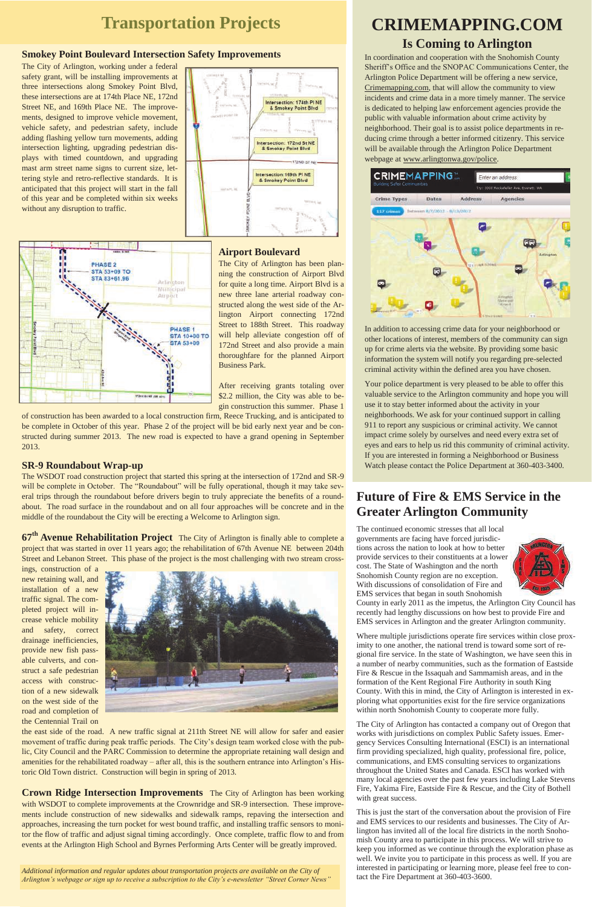# Transportation Projects

### Smokey Point Boulevard Intersection Safety Improvements

The City of Arlington, working under a federal safety grant, will be installing improvements at three intersections along Smokey Point Blvd, these intersections are at 174th Place NE, 172nd Street NE, and 169th Place NE. The improvements, designed to improve vehicle movement, vehicle safety, and pedestrian safety, include adding flashing yellow turn movements, adding intersection lighting, upgrading pedestrian displays with timed countdown, and upgrading mast arm street name signs to current size, lettering style and retro-reflective standards. It is anticipated that this project will start in the fall of this year and be completed within six weeks without any disruption to traffic.

### Airport Boulevard

The City of Arlington has been planning the construction of Airport Blvd for quite a long time. Airport Blvd is a new three lane arterial roadway constructed along the west side of the Arlington Airport connecting 172nd Street to 188th Street. This roadway will help alleviate congestion off of 172nd Street and also provide a main thoroughfare for the planned Airport Business Park.

After receiving grants totaling over $2.2 million, the City was able to begin construction this summer. Phase 1 of construction has been awarded to a local construction firm, Reece Trucking, and is anticipated to be complete in October of this year. Phase 2 of the project will be bid early next year and be constructed during summer 2013. The new road is expected to have a grand opening in September 2013.

### SR-9 Roundabout Wrap-up

The WSDOT road construction project that started this spring at the intersection of 172nd and SR-9 will be complete in October. The "Roundabout" will be fully operational, though it may take several trips through the roundabout before drivers begin to truly appreciate the benefits of a roundabout. The road surface in the roundabout and on all four approaches will be concrete and in the middle of the roundabout the City will be erecting a Welcome to Arlington sign.

**67th Avenue Rehabilitation Project** The City of Arlington is finally able to complete a project that was started in over 11 years ago; the rehabilitation of 67th Avenue NE between 204th Street and Lebanon Street. This phase of the project is the most challenging with two stream crossings, construction of a new retaining wall, and installation of a new traffic signal. The completed project will increase vehicle mobility and safety, correct drainage inefficiencies, provide new fish passable culverts, and construct a safe pedestrian access with construction of a new sidewalk on the west side of the road and completion of the Centennial Trail on the east side of the road. A new traffic signal at 211th Street NE will allow for safer and easier movement of traffic during peak traffic periods. The City's design team worked close with the public, City Council and the PARC Commission to determine the appropriate retaining wall design and amenities for the rehabilitated roadway – after all, this is the southern entrance into Arlington's Historic Old Town district. Construction will begin in spring of 2013.

**Crown Ridge Intersection Improvements** The City of Arlington has been working with WSDOT to complete improvements at the Crownridge and SR-9 intersection. These improvements include construction of new sidewalks and sidewalk ramps, repaving the intersection and approaches, increasing the turn pocket for west bound traffic, and installing traffic sensors to monitor the flow of traffic and adjust signal timing accordingly. Once complete, traffic flow to and from events at the Arlington High School and Byrnes Performing Arts Center will be greatly improved.

*Additional information and regular updates about transportation projects are available on the City of Arlington's webpage or sign up to receive a subscription to the City's e-newsletter "Street Corner News"*

# CRIMEMAPPING.COM
## Is Coming to Arlington

In coordination and cooperation with the Snohomish County Sheriff's Office and the SNOPAC Communications Center, the Arlington Police Department will be offering a new service, Crimemapping.com, that will allow the community to view incidents and crime data in a more timely manner. The service is dedicated to helping law enforcement agencies provide the public with valuable information about crime activity by neighborhood. Their goal is to assist police departments in reducing crime through a better informed citizenry. This service will be available through the Arlington Police Department webpage at www.arlingtonwa.gov/police.

In addition to accessing crime data for your neighborhood or other locations of interest, members of the community can sign up for crime alerts via the website. By providing some basic information the system will notify you regarding pre-selected criminal activity within the defined area you have chosen.

Your police department is very pleased to be able to offer this valuable service to the Arlington community and hope you will use it to stay better informed about the activity in your neighborhoods. We ask for your continued support in calling 911 to report any suspicious or criminal activity. We cannot impact crime solely by ourselves and need every extra set of eyes and ears to help us rid this community of criminal activity. If you are interested in forming a Neighborhood or Business Watch please contact the Police Department at 360-403-3400.

## Future of Fire & EMS Service in the Greater Arlington Community

The continued economic stresses that all local governments are facing have forced jurisdictions across the nation to look at how to better provide services to their constituents at a lower cost. The State of Washington and the north Snohomish County region are no exception. With discussions of consolidation of Fire and EMS services that began in south Snohomish County in early 2011 as the impetus, the Arlington City Council has recently had lengthy discussions on how best to provide Fire and EMS services in Arlington and the greater Arlington community.

Where multiple jurisdictions operate fire services within close proximity to one another, the national trend is toward some sort of regional fire service. In the state of Washington, we have seen this in a number of nearby communities, such as the formation of Eastside Fire & Rescue in the Issaquah and Sammamish areas, and in the formation of the Kent Regional Fire Authority in south King County. With this in mind, the City of Arlington is interested in exploring what opportunities exist for the fire service organizations within north Snohomish County to cooperate more fully.

The City of Arlington has contacted a company out of Oregon that works with jurisdictions on complex Public Safety issues. Emergency Services Consulting International (ESCI) is an international firm providing specialized, high quality, professional fire, police, communications, and EMS consulting services to organizations throughout the United States and Canada. ESCI has worked with many local agencies over the past few years including Lake Stevens Fire, Yakima Fire, Eastside Fire & Rescue, and the City of Bothell with great success.

This is just the start of the conversation about the provision of Fire and EMS services to our residents and businesses. The City of Arlington has invited all of the local fire districts in the north Snohomish County area to participate in this process. We will strive to keep you informed as we continue through the exploration phase as well. We invite you to participate in this process as well. If you are interested in participating or learning more, please feel free to contact the Fire Department at 360-403-3600.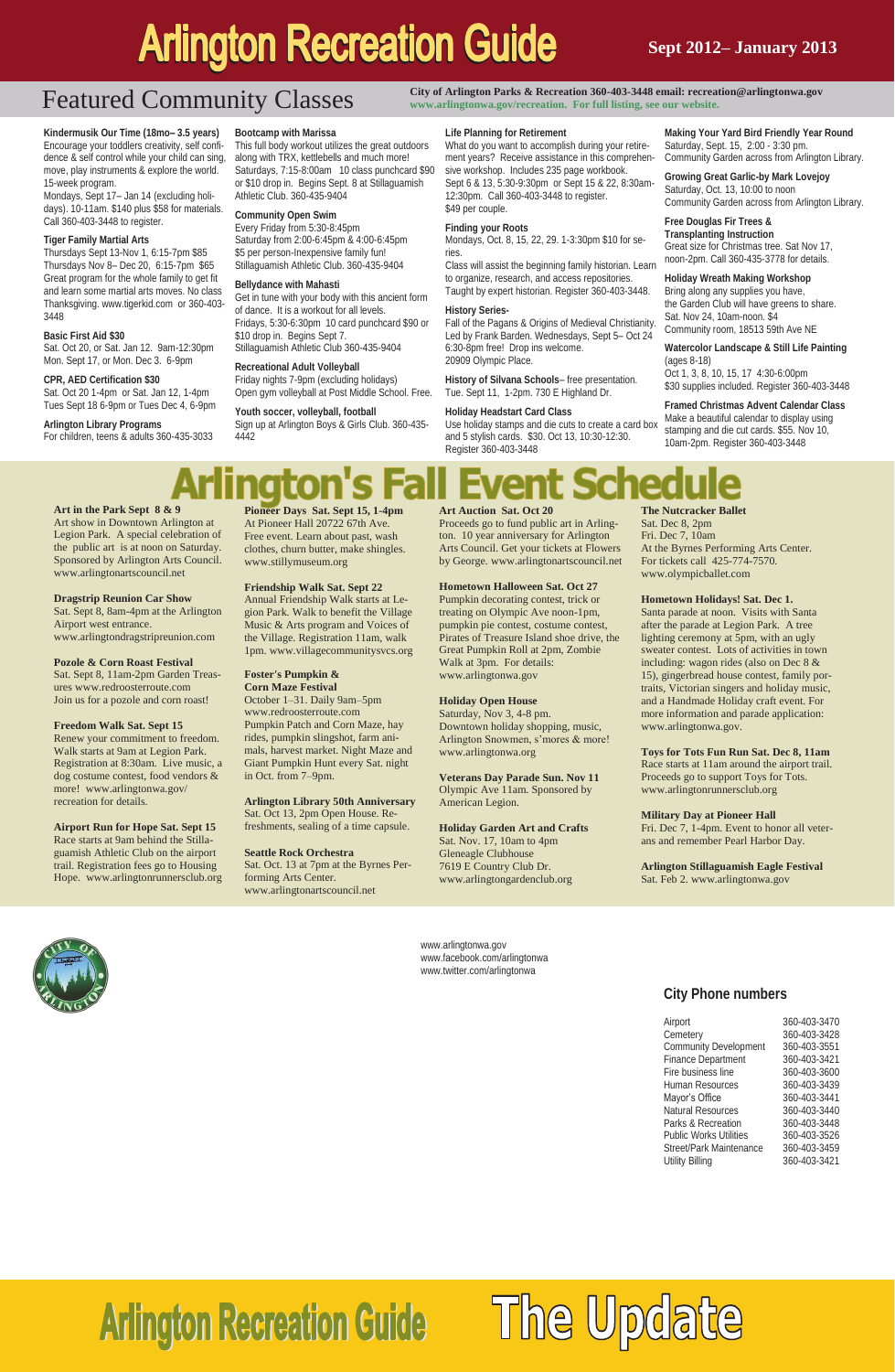# Arlington Recreation Guide

**Sept 2012– January 2013**

## Featured Community Classes

**City of Arlington Parks & Recreation 360-403-3448 email: recreation@arlingtonwa.gov www.arlingtonwa.gov/recreation. For full listing, see our website.**

**Kindermusik Our Time (18mo– 3.5 years)**
Encourage your toddlers creativity, self confidence & self control while your child can sing, move, play instruments & explore the world. 15-week program.
Mondays, Sept 17– Jan 14 (excluding holidays). 10-11am. $140 plus $58 for materials. Call 360-403-3448 to register.

**Tiger Family Martial Arts**
Thursdays Sept 13-Nov 1, 6:15-7pm $85
Thursdays Nov 8– Dec 20, 6:15-7pm $65
Great program for the whole family to get fit and learn some martial arts moves. No class Thanksgiving. www.tigerkid.com or 360-403-3448

**Basic First Aid $30**
Sat. Oct 20, or Sat. Jan 12. 9am-12:30pm
Mon. Sept 17, or Mon. Dec 3. 6-9pm

**CPR, AED Certification $30**
Sat. Oct 20 1-4pm or Sat. Jan 12, 1-4pm
Tues Sept 18 6-9pm or Tues Dec 4, 6-9pm

**Arlington Library Programs**
For children, teens & adults 360-435-3033

**Bootcamp with Marissa**
This full body workout utilizes the great outdoors along with TRX, kettlebells and much more! Saturdays, 7:15-8:00am 10 class punchcard $90 or $10 drop in. Begins Sept. 8 at Stillaguamish Athletic Club. 360-435-9404

**Community Open Swim**
Every Friday from 5:30-8:45pm
Saturday from 2:00-6:45pm & 4:00-6:45pm
$5 per person-Inexpensive family fun!
Stillaguamish Athletic Club. 360-435-9404

**Bellydance with Mahasti**
Get in tune with your body with this ancient form of dance. It is a workout for all levels.
Fridays, 5:30-6:30pm 10 card punchcard $90 or $10 drop in. Begins Sept 7.
Stillaguamish Athletic Club 360-435-9404

**Recreational Adult Volleyball**
Friday nights 7-9pm (excluding holidays)
Open gym volleyball at Post Middle School. Free.

**Youth soccer, volleyball, football**
Sign up at Arlington Boys & Girls Club. 360-435-4442

**Life Planning for Retirement**
What do you want to accomplish during your retirement years? Receive assistance in this comprehensive workshop. Includes 235 page workbook.
Sept 6 & 13, 5:30-9:30pm or Sept 15 & 22, 8:30am-12:30pm. Call 360-403-3448 to register.
$49 per couple.

**Finding your Roots**
Mondays, Oct. 8, 15, 22, 29. 1-3:30pm $10 for series.
Class will assist the beginning family historian. Learn to organize, research, and access repositories.
Taught by expert historian. Register 360-403-3448.

**History Series-**
Fall of the Pagans & Origins of Medieval Christianity. Led by Frank Barden. Wednesdays, Sept 5– Oct 24 6:30-8pm free! Drop ins welcome.
20909 Olympic Place.

**History of Silvana Schools**– free presentation.
Tue. Sept 11, 1-2pm. 730 E Highland Dr.

**Holiday Headstart Card Class**
Use holiday stamps and die cuts to create a card box and 5 stylish cards. $30. Oct 13, 10:30-12:30. Register 360-403-3448

**Making Your Yard Bird Friendly Year Round**
Saturday, Sept. 15, 2:00 - 3:30 pm.
Community Garden across from Arlington Library.

**Growing Great Garlic-by Mark Lovejoy**
Saturday, Oct. 13, 10:00 to noon
Community Garden across from Arlington Library.

**Free Douglas Fir Trees & Transplanting Instruction**
Great size for Christmas tree. Sat Nov 17, noon-2pm. Call 360-435-3778 for details.

**Holiday Wreath Making Workshop**
Bring along any supplies you have, the Garden Club will have greens to share.
Sat. Nov 24, 10am-noon. $4
Community room, 18513 59th Ave NE

**Watercolor Landscape & Still Life Painting**
(ages 8-18)
Oct 1, 3, 8, 10, 15, 17 4:30-6:00pm
$30 supplies included. Register 360-403-3448

**Framed Christmas Advent Calendar Class**
Make a beautiful calendar to display using stamping and die cut cards. $55. Nov 10, 10am-2pm. Register 360-403-3448

## Arlington's Fall Event Schedule

**Art in the Park Sept 8 & 9**
Art show in Downtown Arlington at Legion Park. A special celebration of the public art is at noon on Saturday. Sponsored by Arlington Arts Council. www.arlingtonartscouncil.net

**Dragstrip Reunion Car Show**
Sat. Sept 8, 8am-4pm at the Arlington Airport west entrance.
www.arlingtondragstripreunion.com

**Pozole & Corn Roast Festival**
Sat. Sept 8, 11am-2pm Garden Treasures www.redroosterroute.com
Join us for a pozole and corn roast!

**Freedom Walk Sat. Sept 15**
Renew your commitment to freedom. Walk starts at 9am at Legion Park. Registration at 8:30am. Live music, a dog costume contest, food vendors & more! www.arlingtonwa.gov/recreation for details.

**Airport Run for Hope Sat. Sept 15**
Race starts at 9am behind the Stillaguamish Athletic Club on the airport trail. Registration fees go to Housing Hope. www.arlingtonrunnersclub.org

**Pioneer Days Sat. Sept 15, 1-4pm**
At Pioneer Hall 20722 67th Ave.
Free event. Learn about past, wash clothes, churn butter, make shingles. www.stillymuseum.org

**Friendship Walk Sat. Sept 22**
Annual Friendship Walk starts at Legion Park. Walk to benefit the Village Music & Arts program and Voices of the Village. Registration 11am, walk 1pm. www.villagecommunitysvcs.org

**Foster's Pumpkin & Corn Maze Festival**
October 1–31. Daily 9am–5pm
www.redroosterroute.com
Pumpkin Patch and Corn Maze, hay rides, pumpkin slingshot, farm animals, harvest market. Night Maze and Giant Pumpkin Hunt every Sat. night in Oct. from 7–9pm.

**Arlington Library 50th Anniversary**
Sat. Oct 13, 2pm Open House. Refreshments, sealing of a time capsule.

**Seattle Rock Orchestra**
Sat. Oct. 13 at 7pm at the Byrnes Performing Arts Center.
www.arlingtonartscouncil.net

**Art Auction Sat. Oct 20**
Proceeds go to fund public art in Arlington. 10 year anniversary for Arlington Arts Council. Get your tickets at Flowers by George. www.arlingtonartscouncil.net

**Hometown Halloween Sat. Oct 27**
Pumpkin decorating contest, trick or treating on Olympic Ave noon-1pm, pumpkin pie contest, costume contest, Pirates of Treasure Island shoe drive, the Great Pumpkin Roll at 2pm, Zombie Walk at 3pm. For details:
www.arlingtonwa.gov

**Holiday Open House**
Saturday, Nov 3, 4-8 pm.
Downtown holiday shopping, music, Arlington Snowmen, s'mores & more!
www.arlingtonwa.org

**Veterans Day Parade Sun. Nov 11**
Olympic Ave 11am. Sponsored by American Legion.

**Holiday Garden Art and Crafts**
Sat. Nov. 17, 10am to 4pm
Gleneagle Clubhouse
7619 E Country Club Dr.
www.arlingtongardenclub.org

**The Nutcracker Ballet**
Sat. Dec 8, 2pm
Fri. Dec 7, 10am
At the Byrnes Performing Arts Center.
For tickets call 425-774-7570.
www.olympicballet.com

**Hometown Holidays! Sat. Dec 1.**
Santa parade at noon. Visits with Santa after the parade at Legion Park. A tree lighting ceremony at 5pm, with an ugly sweater contest. Lots of activities in town including: wagon rides (also on Dec 8 & 15), gingerbread house contest, family portraits, Victorian singers and holiday music, and a Handmade Holiday craft event. For more information and parade application: www.arlingtonwa.gov.

**Toys for Tots Fun Run Sat. Dec 8, 11am**
Race starts at 11am around the airport trail. Proceeds go to support Toys for Tots.
www.arlingtonrunnersclub.org

**Military Day at Pioneer Hall**
Fri. Dec 7, 1-4pm. Event to honor all veterans and remember Pearl Harbor Day.

**Arlington Stillaguamish Eagle Festival**
Sat. Feb 2. www.arlingtonwa.gov

www.arlingtonwa.gov
www.facebook.com/arlingtonwa
www.twitter.com/arlingtonwa

### City Phone numbers

| | |
|---|---|
| Airport | 360-403-3470 |
| Cemetery | 360-403-3428 |
| Community Development | 360-403-3551 |
| Finance Department | 360-403-3421 |
| Fire business line | 360-403-3600 |
| Human Resources | 360-403-3439 |
| Mayor's Office | 360-403-3441 |
| Natural Resources | 360-403-3440 |
| Parks & Recreation | 360-403-3448 |
| Public Works Utilities | 360-403-3526 |
| Street/Park Maintenance | 360-403-3459 |
| Utility Billing | 360-403-3421 |

# Arlington Recreation Guide The Update